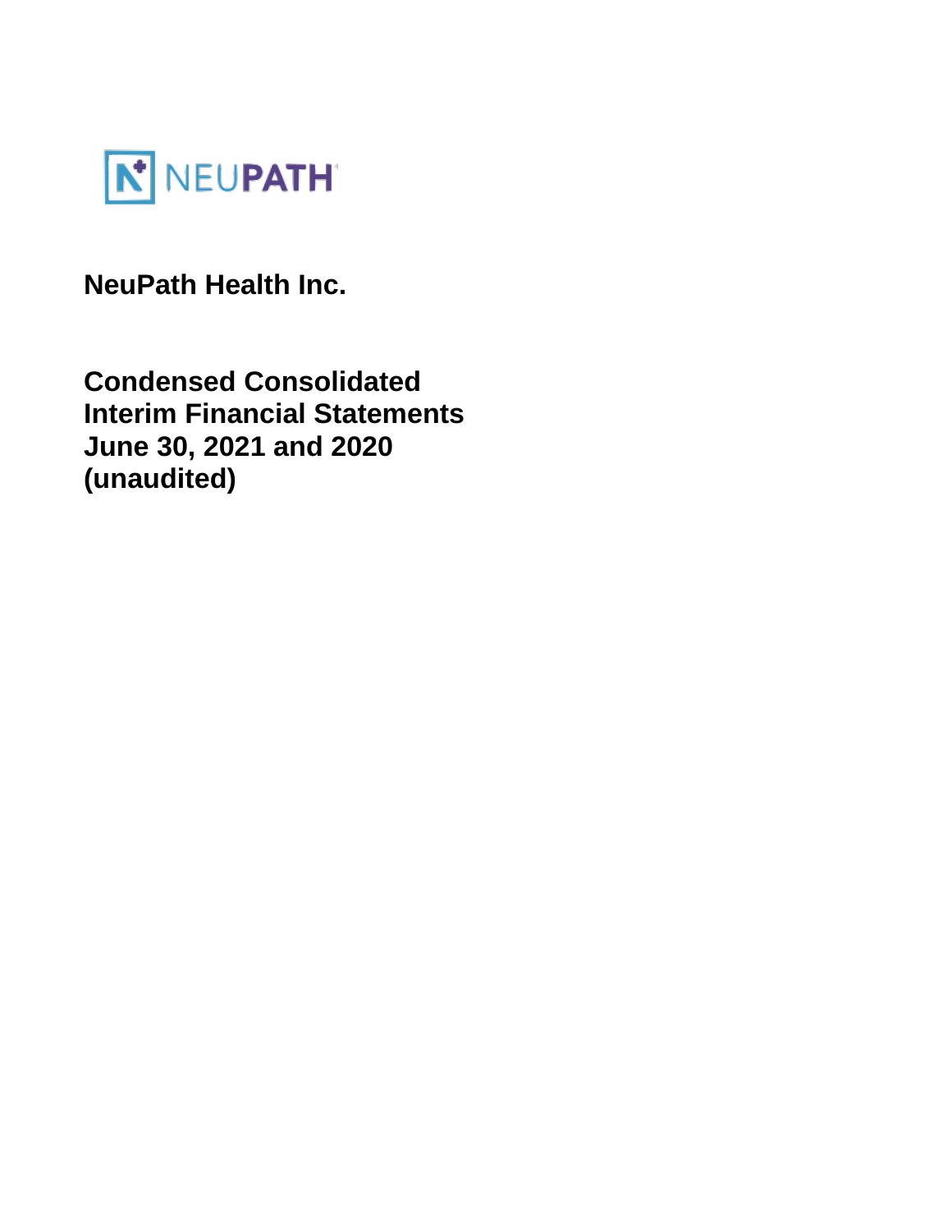NEUPATH

# NeuPath Health Inc.

## Condensed Consolidated Interim Financial Statements
## June 30, 2021 and 2020
## (unaudited)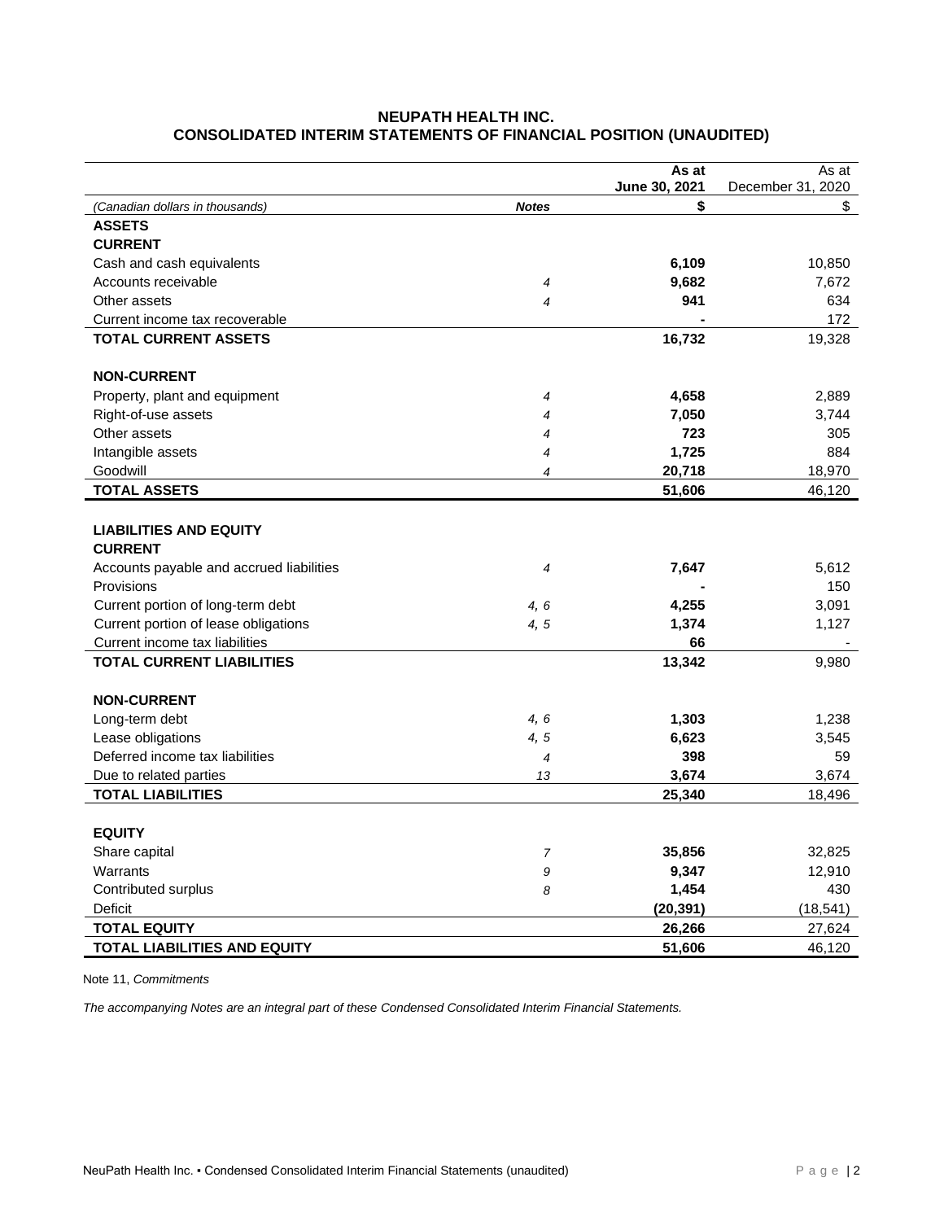# NEUPATH HEALTH INC.
## CONSOLIDATED INTERIM STATEMENTS OF FINANCIAL POSITION (UNAUDITED)

| | | As at June 30, 2021 | As at December 31, 2020 |
|---|---|---|---|
| *(Canadian dollars in thousands)* | ***Notes*** | **$** | $ |
| **ASSETS** | | | |
| **CURRENT** | | | |
| Cash and cash equivalents | | **6,109** | 10,850 |
| Accounts receivable | *4* | **9,682** | 7,672 |
| Other assets | *4* | **941** | 634 |
| Current income tax recoverable | | **-** | 172 |
| **TOTAL CURRENT ASSETS** | | **16,732** | 19,328 |
| | | | |
| **NON-CURRENT** | | | |
| Property, plant and equipment | *4* | **4,658** | 2,889 |
| Right-of-use assets | *4* | **7,050** | 3,744 |
| Other assets | *4* | **723** | 305 |
| Intangible assets | *4* | **1,725** | 884 |
| Goodwill | *4* | **20,718** | 18,970 |
| **TOTAL ASSETS** | | **51,606** | 46,120 |
| | | | |
| **LIABILITIES AND EQUITY** | | | |
| **CURRENT** | | | |
| Accounts payable and accrued liabilities | *4* | **7,647** | 5,612 |
| Provisions | | **-** | 150 |
| Current portion of long-term debt | *4, 6* | **4,255** | 3,091 |
| Current portion of lease obligations | *4, 5* | **1,374** | 1,127 |
| Current income tax liabilities | | **66** | - |
| **TOTAL CURRENT LIABILITIES** | | **13,342** | 9,980 |
| | | | |
| **NON-CURRENT** | | | |
| Long-term debt | *4, 6* | **1,303** | 1,238 |
| Lease obligations | *4, 5* | **6,623** | 3,545 |
| Deferred income tax liabilities | *4* | **398** | 59 |
| Due to related parties | *13* | **3,674** | 3,674 |
| **TOTAL LIABILITIES** | | **25,340** | 18,496 |
| | | | |
| **EQUITY** | | | |
| Share capital | *7* | **35,856** | 32,825 |
| Warrants | *9* | **9,347** | 12,910 |
| Contributed surplus | *8* | **1,454** | 430 |
| Deficit | | **(20,391)** | (18,541) |
| **TOTAL EQUITY** | | **26,266** | 27,624 |
| **TOTAL LIABILITIES AND EQUITY** | | **51,606** | 46,120 |

Note 11, *Commitments*

*The accompanying Notes are an integral part of these Condensed Consolidated Interim Financial Statements.*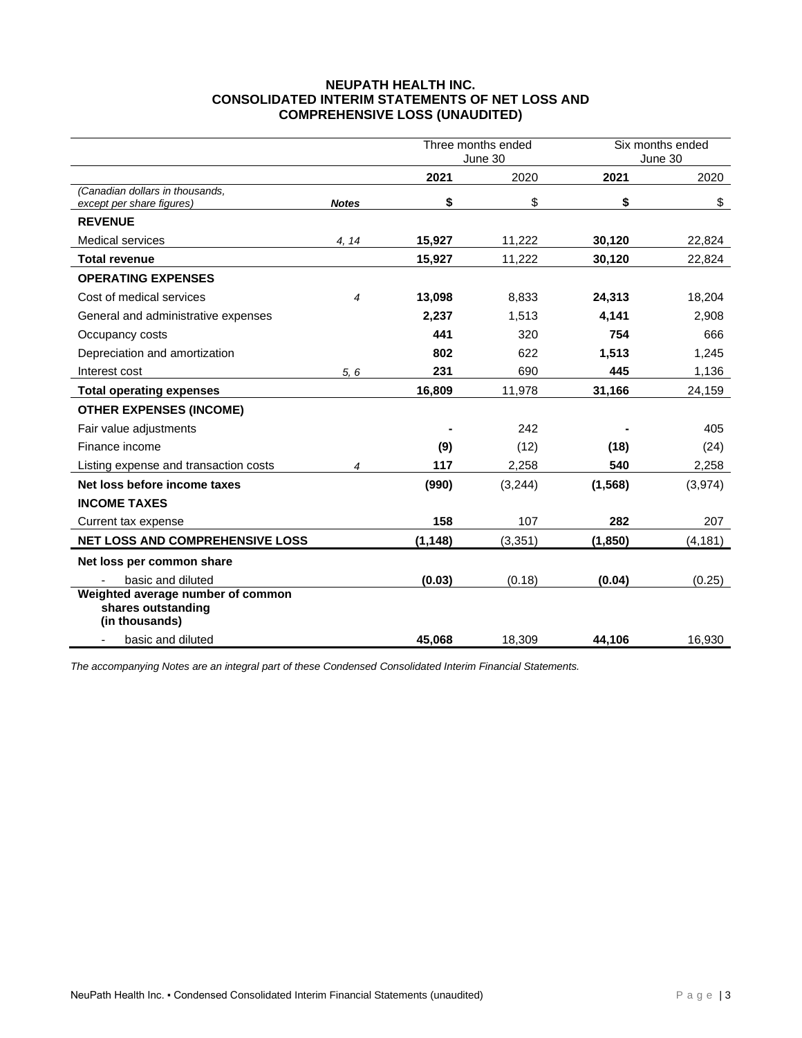# NEUPATH HEALTH INC.
# CONSOLIDATED INTERIM STATEMENTS OF NET LOSS AND COMPREHENSIVE LOSS (UNAUDITED)

| | | Three months ended June 30 | | Six months ended June 30 | |
|---|---|---|---|---|---|
| | | **2021** | 2020 | **2021** | 2020 |
| *(Canadian dollars in thousands, except per share figures)* | ***Notes*** | **\$** | \$ | **\$** | \$ |
| **REVENUE** | | | | | |
| Medical services | *4, 14* | **15,927** | 11,222 | **30,120** | 22,824 |
| **Total revenue** | | **15,927** | 11,222 | **30,120** | 22,824 |
| **OPERATING EXPENSES** | | | | | |
| Cost of medical services | *4* | **13,098** | 8,833 | **24,313** | 18,204 |
| General and administrative expenses | | **2,237** | 1,513 | **4,141** | 2,908 |
| Occupancy costs | | **441** | 320 | **754** | 666 |
| Depreciation and amortization | | **802** | 622 | **1,513** | 1,245 |
| Interest cost | *5, 6* | **231** | 690 | **445** | 1,136 |
| **Total operating expenses** | | **16,809** | 11,978 | **31,166** | 24,159 |
| **OTHER EXPENSES (INCOME)** | | | | | |
| Fair value adjustments | | **-** | 242 | **-** | 405 |
| Finance income | | **(9)** | (12) | **(18)** | (24) |
| Listing expense and transaction costs | *4* | **117** | 2,258 | **540** | 2,258 |
| **Net loss before income taxes** | | **(990)** | (3,244) | **(1,568)** | (3,974) |
| **INCOME TAXES** | | | | | |
| Current tax expense | | **158** | 107 | **282** | 207 |
| **NET LOSS AND COMPREHENSIVE LOSS** | | **(1,148)** | (3,351) | **(1,850)** | (4,181) |
| **Net loss per common share** | | | | | |
| - basic and diluted | | **(0.03)** | (0.18) | **(0.04)** | (0.25) |
| **Weighted average number of common shares outstanding (in thousands)** | | | | | |
| - basic and diluted | | **45,068** | 18,309 | **44,106** | 16,930 |

*The accompanying Notes are an integral part of these Condensed Consolidated Interim Financial Statements.*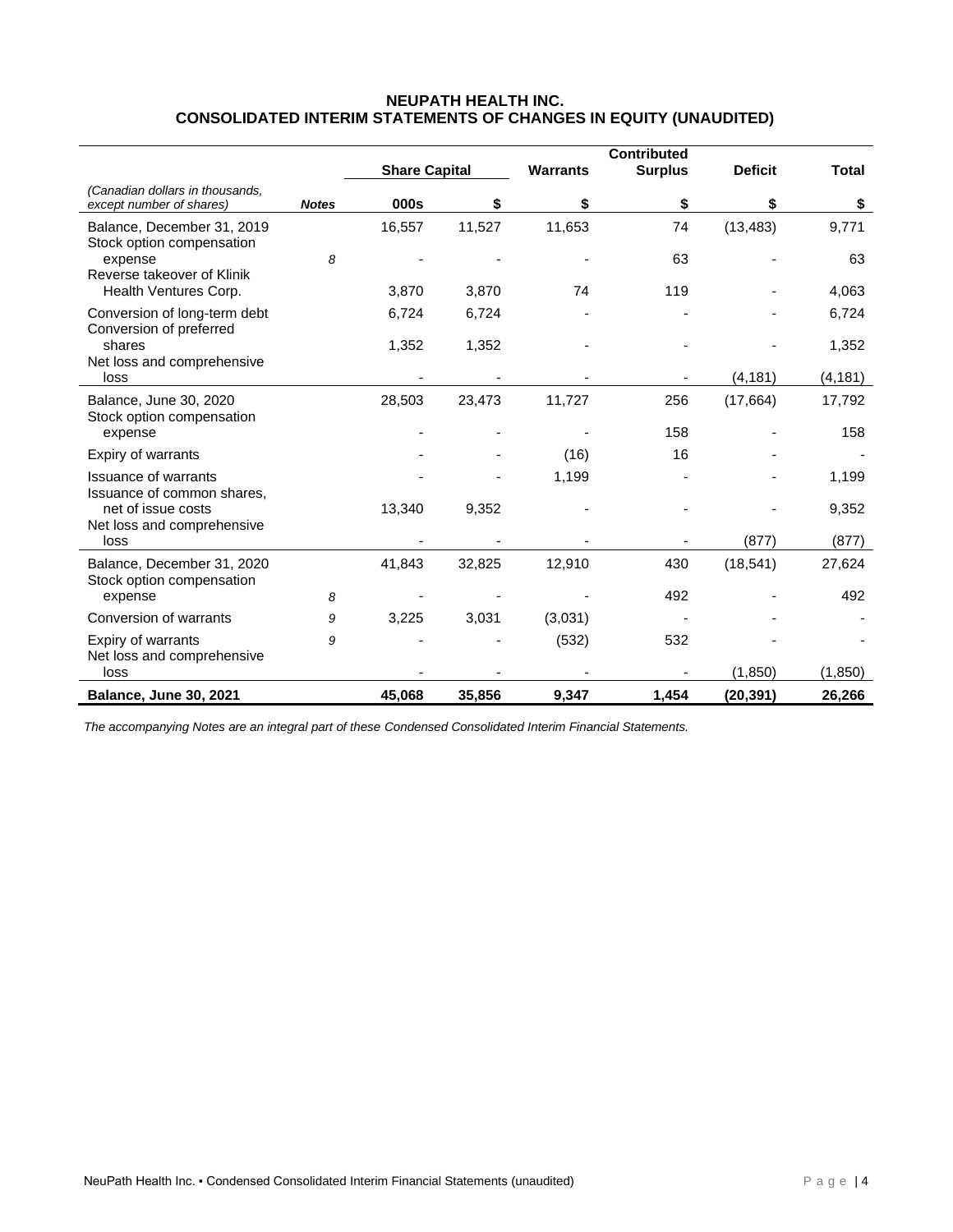# NEUPATH HEALTH INC.
## CONSOLIDATED INTERIM STATEMENTS OF CHANGES IN EQUITY (UNAUDITED)

| | | Share Capital | | Warrants | Contributed Surplus | Deficit | Total |
|---|---|---|---|---|---|---|---|
| *(Canadian dollars in thousands, except number of shares)* | ***Notes*** | **000s** | **$** | **$** | **$** | **$** | **$** |
| Balance, December 31, 2019 | | 16,557 | 11,527 | 11,653 | 74 | (13,483) | 9,771 |
| Stock option compensation expense | *8* | - | - | - | 63 | - | 63 |
| Reverse takeover of Klinik Health Ventures Corp. | | 3,870 | 3,870 | 74 | 119 | - | 4,063 |
| Conversion of long-term debt | | 6,724 | 6,724 | - | - | - | 6,724 |
| Conversion of preferred shares | | 1,352 | 1,352 | - | - | - | 1,352 |
| Net loss and comprehensive loss | | - | - | - | - | (4,181) | (4,181) |
| Balance, June 30, 2020 | | 28,503 | 23,473 | 11,727 | 256 | (17,664) | 17,792 |
| Stock option compensation expense | | - | - | - | 158 | - | 158 |
| Expiry of warrants | | - | - | (16) | 16 | - | - |
| Issuance of warrants | | - | - | 1,199 | - | - | 1,199 |
| Issuance of common shares, net of issue costs | | 13,340 | 9,352 | - | - | - | 9,352 |
| Net loss and comprehensive loss | | - | - | - | - | (877) | (877) |
| Balance, December 31, 2020 | | 41,843 | 32,825 | 12,910 | 430 | (18,541) | 27,624 |
| Stock option compensation expense | *8* | - | - | - | 492 | - | 492 |
| Conversion of warrants | *9* | 3,225 | 3,031 | (3,031) | - | - | - |
| Expiry of warrants | *9* | - | - | (532) | 532 | - | - |
| Net loss and comprehensive loss | | - | - | - | - | (1,850) | (1,850) |
| **Balance, June 30, 2021** | | **45,068** | **35,856** | **9,347** | **1,454** | **(20,391)** | **26,266** |

*The accompanying Notes are an integral part of these Condensed Consolidated Interim Financial Statements.*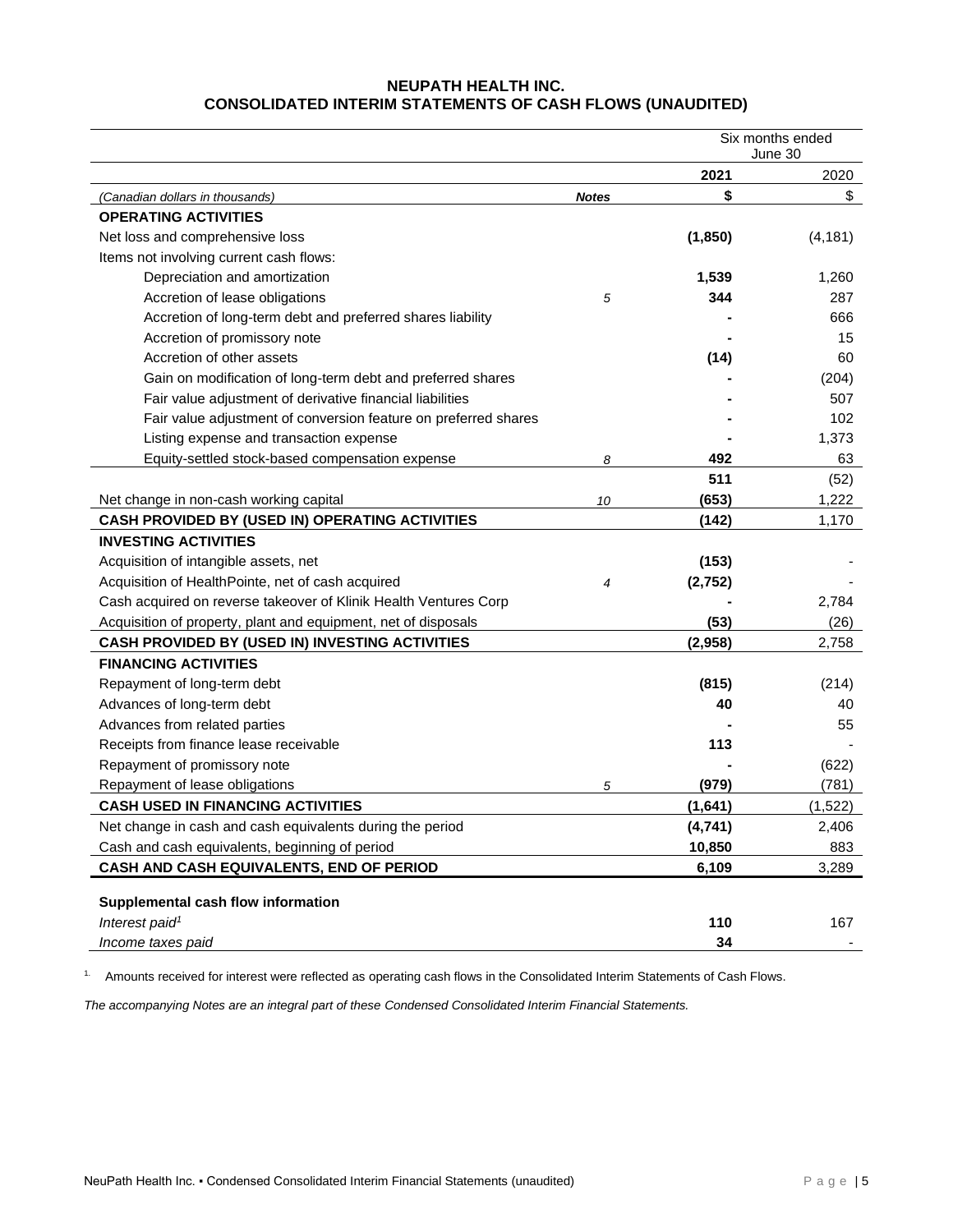# NEUPATH HEALTH INC.
## CONSOLIDATED INTERIM STATEMENTS OF CASH FLOWS (UNAUDITED)

| | | Six months ended June 30 | |
|---|---|---|---|
| | | **2021** | 2020 |
| *(Canadian dollars in thousands)* | ***Notes*** | **$** | $ |
| **OPERATING ACTIVITIES** | | | |
| Net loss and comprehensive loss | | **(1,850)** | (4,181) |
| Items not involving current cash flows: | | | |
| Depreciation and amortization | | **1,539** | 1,260 |
| Accretion of lease obligations | *5* | **344** | 287 |
| Accretion of long-term debt and preferred shares liability | | **-** | 666 |
| Accretion of promissory note | | **-** | 15 |
| Accretion of other assets | | **(14)** | 60 |
| Gain on modification of long-term debt and preferred shares | | **-** | (204) |
| Fair value adjustment of derivative financial liabilities | | **-** | 507 |
| Fair value adjustment of conversion feature on preferred shares | | **-** | 102 |
| Listing expense and transaction expense | | **-** | 1,373 |
| Equity-settled stock-based compensation expense | *8* | **492** | 63 |
| | | **511** | (52) |
| Net change in non-cash working capital | *10* | **(653)** | 1,222 |
| **CASH PROVIDED BY (USED IN) OPERATING ACTIVITIES** | | **(142)** | 1,170 |
| **INVESTING ACTIVITIES** | | | |
| Acquisition of intangible assets, net | | **(153)** | - |
| Acquisition of HealthPointe, net of cash acquired | *4* | **(2,752)** | - |
| Cash acquired on reverse takeover of Klinik Health Ventures Corp | | **-** | 2,784 |
| Acquisition of property, plant and equipment, net of disposals | | **(53)** | (26) |
| **CASH PROVIDED BY (USED IN) INVESTING ACTIVITIES** | | **(2,958)** | 2,758 |
| **FINANCING ACTIVITIES** | | | |
| Repayment of long-term debt | | **(815)** | (214) |
| Advances of long-term debt | | **40** | 40 |
| Advances from related parties | | **-** | 55 |
| Receipts from finance lease receivable | | **113** | - |
| Repayment of promissory note | | **-** | (622) |
| Repayment of lease obligations | *5* | **(979)** | (781) |
| **CASH USED IN FINANCING ACTIVITIES** | | **(1,641)** | (1,522) |
| Net change in cash and cash equivalents during the period | | **(4,741)** | 2,406 |
| Cash and cash equivalents, beginning of period | | **10,850** | 883 |
| **CASH AND CASH EQUIVALENTS, END OF PERIOD** | | **6,109** | 3,289 |
| | | | |
| **Supplemental cash flow information** | | | |
| *Interest paid[1]* | | **110** | 167 |
| *Income taxes paid* | | **34** | - |

1. Amounts received for interest were reflected as operating cash flows in the Consolidated Interim Statements of Cash Flows.

*The accompanying Notes are an integral part of these Condensed Consolidated Interim Financial Statements.*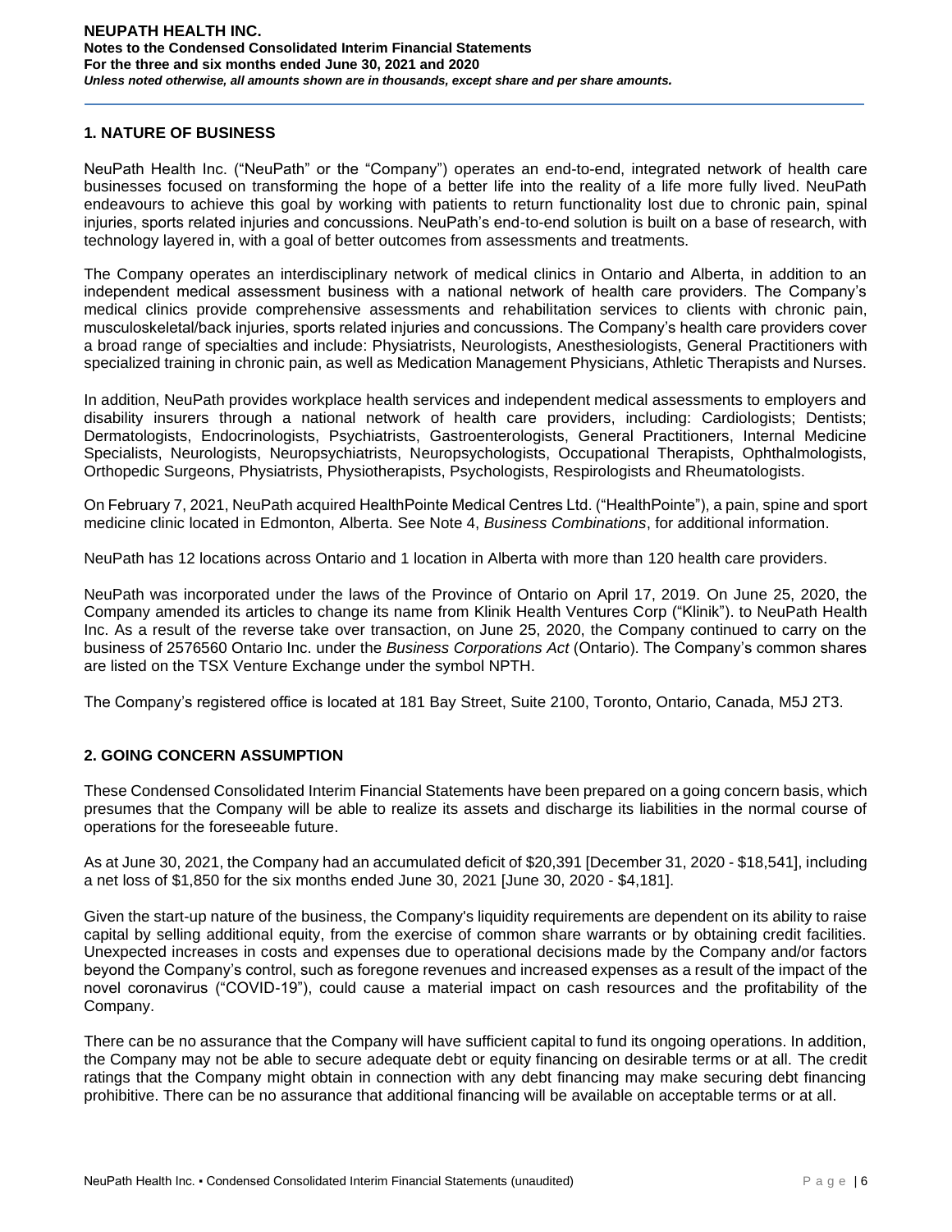## 1. NATURE OF BUSINESS

NeuPath Health Inc. ("NeuPath" or the "Company") operates an end-to-end, integrated network of health care businesses focused on transforming the hope of a better life into the reality of a life more fully lived. NeuPath endeavours to achieve this goal by working with patients to return functionality lost due to chronic pain, spinal injuries, sports related injuries and concussions. NeuPath's end-to-end solution is built on a base of research, with technology layered in, with a goal of better outcomes from assessments and treatments.

The Company operates an interdisciplinary network of medical clinics in Ontario and Alberta, in addition to an independent medical assessment business with a national network of health care providers. The Company's medical clinics provide comprehensive assessments and rehabilitation services to clients with chronic pain, musculoskeletal/back injuries, sports related injuries and concussions. The Company's health care providers cover a broad range of specialties and include: Physiatrists, Neurologists, Anesthesiologists, General Practitioners with specialized training in chronic pain, as well as Medication Management Physicians, Athletic Therapists and Nurses.

In addition, NeuPath provides workplace health services and independent medical assessments to employers and disability insurers through a national network of health care providers, including: Cardiologists; Dentists; Dermatologists, Endocrinologists, Psychiatrists, Gastroenterologists, General Practitioners, Internal Medicine Specialists, Neurologists, Neuropsychiatrists, Neuropsychologists, Occupational Therapists, Ophthalmologists, Orthopedic Surgeons, Physiatrists, Physiotherapists, Psychologists, Respirologists and Rheumatologists.

On February 7, 2021, NeuPath acquired HealthPointe Medical Centres Ltd. ("HealthPointe"), a pain, spine and sport medicine clinic located in Edmonton, Alberta. See Note 4, *Business Combinations*, for additional information.

NeuPath has 12 locations across Ontario and 1 location in Alberta with more than 120 health care providers.

NeuPath was incorporated under the laws of the Province of Ontario on April 17, 2019. On June 25, 2020, the Company amended its articles to change its name from Klinik Health Ventures Corp ("Klinik"). to NeuPath Health Inc. As a result of the reverse take over transaction, on June 25, 2020, the Company continued to carry on the business of 2576560 Ontario Inc. under the *Business Corporations Act* (Ontario). The Company's common shares are listed on the TSX Venture Exchange under the symbol NPTH.

The Company's registered office is located at 181 Bay Street, Suite 2100, Toronto, Ontario, Canada, M5J 2T3.

## 2. GOING CONCERN ASSUMPTION

These Condensed Consolidated Interim Financial Statements have been prepared on a going concern basis, which presumes that the Company will be able to realize its assets and discharge its liabilities in the normal course of operations for the foreseeable future.

As at June 30, 2021, the Company had an accumulated deficit of $20,391 [December 31, 2020 - $18,541], including a net loss of $1,850 for the six months ended June 30, 2021 [June 30, 2020 - $4,181].

Given the start-up nature of the business, the Company's liquidity requirements are dependent on its ability to raise capital by selling additional equity, from the exercise of common share warrants or by obtaining credit facilities. Unexpected increases in costs and expenses due to operational decisions made by the Company and/or factors beyond the Company's control, such as foregone revenues and increased expenses as a result of the impact of the novel coronavirus ("COVID-19"), could cause a material impact on cash resources and the profitability of the Company.

There can be no assurance that the Company will have sufficient capital to fund its ongoing operations. In addition, the Company may not be able to secure adequate debt or equity financing on desirable terms or at all. The credit ratings that the Company might obtain in connection with any debt financing may make securing debt financing prohibitive. There can be no assurance that additional financing will be available on acceptable terms or at all.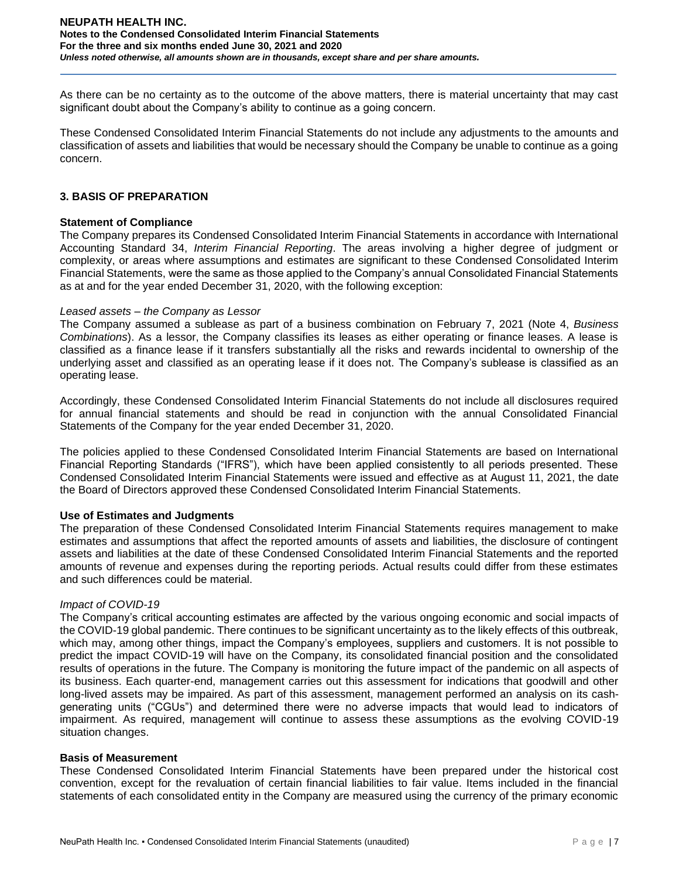As there can be no certainty as to the outcome of the above matters, there is material uncertainty that may cast significant doubt about the Company's ability to continue as a going concern.

These Condensed Consolidated Interim Financial Statements do not include any adjustments to the amounts and classification of assets and liabilities that would be necessary should the Company be unable to continue as a going concern.

## 3. BASIS OF PREPARATION

**Statement of Compliance**

The Company prepares its Condensed Consolidated Interim Financial Statements in accordance with International Accounting Standard 34, *Interim Financial Reporting*. The areas involving a higher degree of judgment or complexity, or areas where assumptions and estimates are significant to these Condensed Consolidated Interim Financial Statements, were the same as those applied to the Company's annual Consolidated Financial Statements as at and for the year ended December 31, 2020, with the following exception:

*Leased assets – the Company as Lessor*

The Company assumed a sublease as part of a business combination on February 7, 2021 (Note 4, *Business Combinations*). As a lessor, the Company classifies its leases as either operating or finance leases. A lease is classified as a finance lease if it transfers substantially all the risks and rewards incidental to ownership of the underlying asset and classified as an operating lease if it does not. The Company's sublease is classified as an operating lease.

Accordingly, these Condensed Consolidated Interim Financial Statements do not include all disclosures required for annual financial statements and should be read in conjunction with the annual Consolidated Financial Statements of the Company for the year ended December 31, 2020.

The policies applied to these Condensed Consolidated Interim Financial Statements are based on International Financial Reporting Standards ("IFRS"), which have been applied consistently to all periods presented. These Condensed Consolidated Interim Financial Statements were issued and effective as at August 11, 2021, the date the Board of Directors approved these Condensed Consolidated Interim Financial Statements.

**Use of Estimates and Judgments**

The preparation of these Condensed Consolidated Interim Financial Statements requires management to make estimates and assumptions that affect the reported amounts of assets and liabilities, the disclosure of contingent assets and liabilities at the date of these Condensed Consolidated Interim Financial Statements and the reported amounts of revenue and expenses during the reporting periods. Actual results could differ from these estimates and such differences could be material.

*Impact of COVID-19*

The Company's critical accounting estimates are affected by the various ongoing economic and social impacts of the COVID-19 global pandemic. There continues to be significant uncertainty as to the likely effects of this outbreak, which may, among other things, impact the Company's employees, suppliers and customers. It is not possible to predict the impact COVID-19 will have on the Company, its consolidated financial position and the consolidated results of operations in the future. The Company is monitoring the future impact of the pandemic on all aspects of its business. Each quarter-end, management carries out this assessment for indications that goodwill and other long-lived assets may be impaired. As part of this assessment, management performed an analysis on its cash-generating units ("CGUs") and determined there were no adverse impacts that would lead to indicators of impairment. As required, management will continue to assess these assumptions as the evolving COVID-19 situation changes.

**Basis of Measurement**

These Condensed Consolidated Interim Financial Statements have been prepared under the historical cost convention, except for the revaluation of certain financial liabilities to fair value. Items included in the financial statements of each consolidated entity in the Company are measured using the currency of the primary economic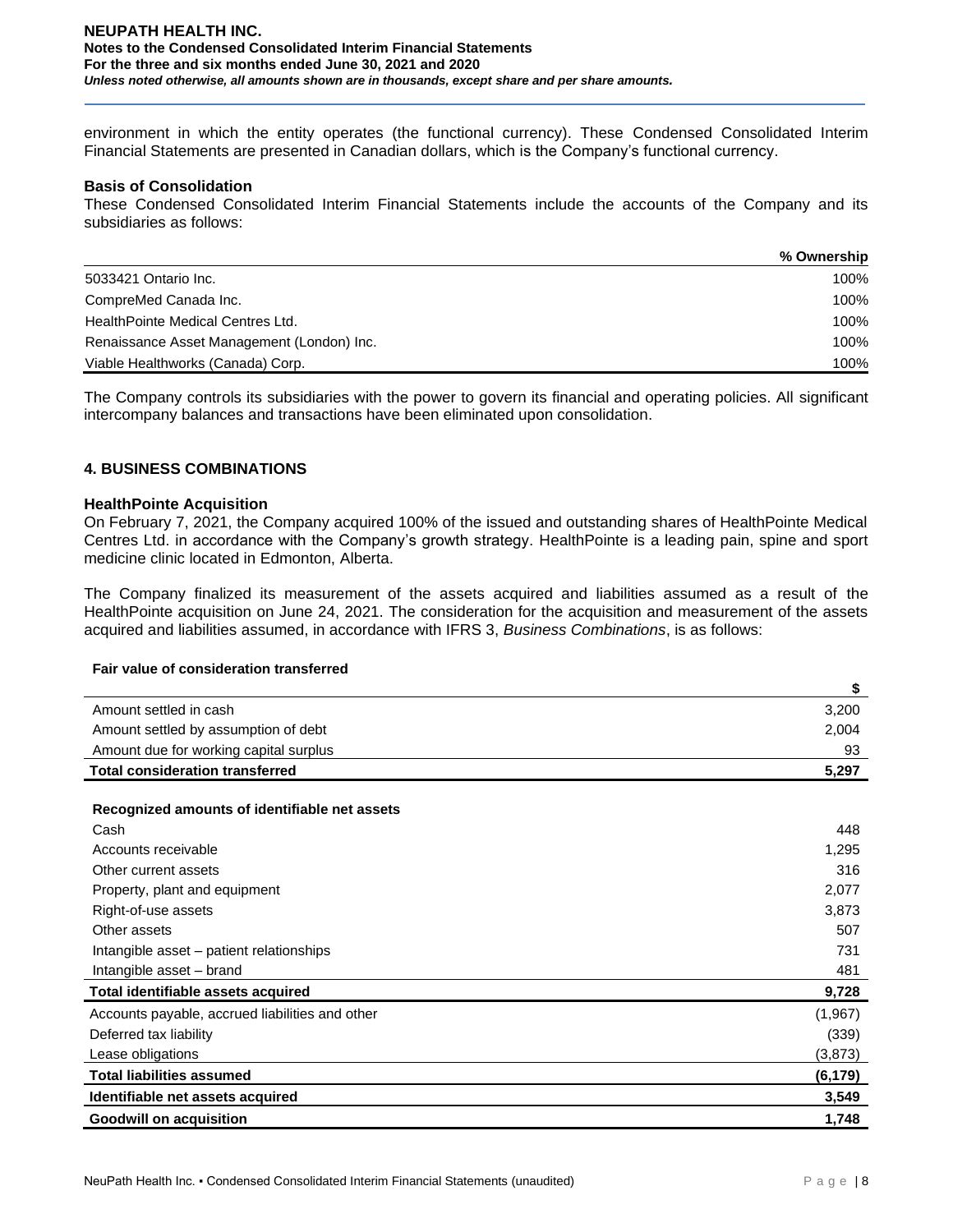environment in which the entity operates (the functional currency). These Condensed Consolidated Interim Financial Statements are presented in Canadian dollars, which is the Company's functional currency.

**Basis of Consolidation**

These Condensed Consolidated Interim Financial Statements include the accounts of the Company and its subsidiaries as follows:

| | % Ownership |
|---|---|
| 5033421 Ontario Inc. | 100% |
| CompreMed Canada Inc. | 100% |
| HealthPointe Medical Centres Ltd. | 100% |
| Renaissance Asset Management (London) Inc. | 100% |
| Viable Healthworks (Canada) Corp. | 100% |

The Company controls its subsidiaries with the power to govern its financial and operating policies. All significant intercompany balances and transactions have been eliminated upon consolidation.

## 4. BUSINESS COMBINATIONS

**HealthPointe Acquisition**

On February 7, 2021, the Company acquired 100% of the issued and outstanding shares of HealthPointe Medical Centres Ltd. in accordance with the Company's growth strategy. HealthPointe is a leading pain, spine and sport medicine clinic located in Edmonton, Alberta.

The Company finalized its measurement of the assets acquired and liabilities assumed as a result of the HealthPointe acquisition on June 24, 2021. The consideration for the acquisition and measurement of the assets acquired and liabilities assumed, in accordance with IFRS 3, *Business Combinations*, is as follows:

| **Fair value of consideration transferred** | $ |
|---|---|
| Amount settled in cash | 3,200 |
| Amount settled by assumption of debt | 2,004 |
| Amount due for working capital surplus | 93 |
| **Total consideration transferred** | **5,297** |
| | |
| **Recognized amounts of identifiable net assets** | |
| Cash | 448 |
| Accounts receivable | 1,295 |
| Other current assets | 316 |
| Property, plant and equipment | 2,077 |
| Right-of-use assets | 3,873 |
| Other assets | 507 |
| Intangible asset – patient relationships | 731 |
| Intangible asset – brand | 481 |
| **Total identifiable assets acquired** | **9,728** |
| Accounts payable, accrued liabilities and other | (1,967) |
| Deferred tax liability | (339) |
| Lease obligations | (3,873) |
| **Total liabilities assumed** | **(6,179)** |
| **Identifiable net assets acquired** | **3,549** |
| **Goodwill on acquisition** | **1,748** |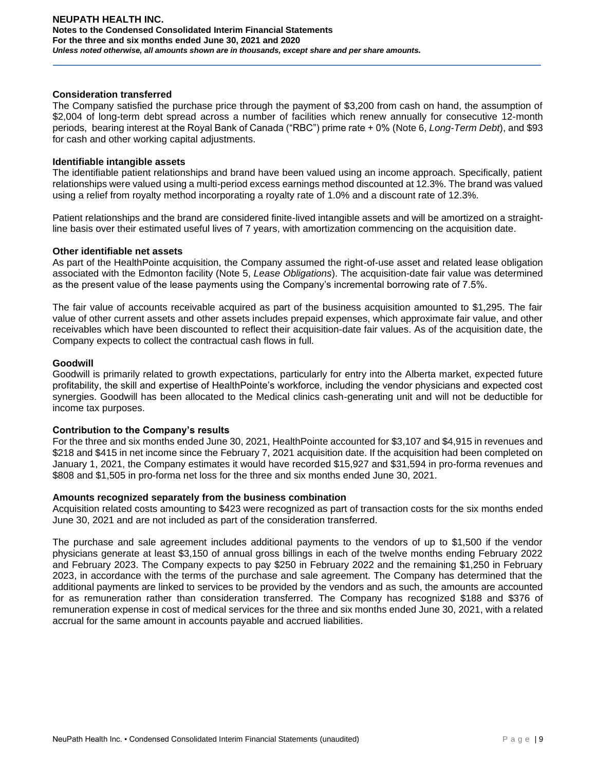### Consideration transferred

The Company satisfied the purchase price through the payment of $3,200 from cash on hand, the assumption of $2,004 of long-term debt spread across a number of facilities which renew annually for consecutive 12-month periods, bearing interest at the Royal Bank of Canada ("RBC") prime rate + 0% (Note 6, *Long-Term Debt*), and $93 for cash and other working capital adjustments.

### Identifiable intangible assets

The identifiable patient relationships and brand have been valued using an income approach. Specifically, patient relationships were valued using a multi-period excess earnings method discounted at 12.3%. The brand was valued using a relief from royalty method incorporating a royalty rate of 1.0% and a discount rate of 12.3%.

Patient relationships and the brand are considered finite-lived intangible assets and will be amortized on a straight-line basis over their estimated useful lives of 7 years, with amortization commencing on the acquisition date.

### Other identifiable net assets

As part of the HealthPointe acquisition, the Company assumed the right-of-use asset and related lease obligation associated with the Edmonton facility (Note 5, *Lease Obligations*). The acquisition-date fair value was determined as the present value of the lease payments using the Company's incremental borrowing rate of 7.5%.

The fair value of accounts receivable acquired as part of the business acquisition amounted to $1,295. The fair value of other current assets and other assets includes prepaid expenses, which approximate fair value, and other receivables which have been discounted to reflect their acquisition-date fair values. As of the acquisition date, the Company expects to collect the contractual cash flows in full.

### Goodwill

Goodwill is primarily related to growth expectations, particularly for entry into the Alberta market, expected future profitability, the skill and expertise of HealthPointe's workforce, including the vendor physicians and expected cost synergies. Goodwill has been allocated to the Medical clinics cash-generating unit and will not be deductible for income tax purposes.

### Contribution to the Company's results

For the three and six months ended June 30, 2021, HealthPointe accounted for $3,107 and $4,915 in revenues and $218 and $415 in net income since the February 7, 2021 acquisition date. If the acquisition had been completed on January 1, 2021, the Company estimates it would have recorded $15,927 and $31,594 in pro-forma revenues and $808 and $1,505 in pro-forma net loss for the three and six months ended June 30, 2021.

### Amounts recognized separately from the business combination

Acquisition related costs amounting to $423 were recognized as part of transaction costs for the six months ended June 30, 2021 and are not included as part of the consideration transferred.

The purchase and sale agreement includes additional payments to the vendors of up to $1,500 if the vendor physicians generate at least $3,150 of annual gross billings in each of the twelve months ending February 2022 and February 2023. The Company expects to pay $250 in February 2022 and the remaining $1,250 in February 2023, in accordance with the terms of the purchase and sale agreement. The Company has determined that the additional payments are linked to services to be provided by the vendors and as such, the amounts are accounted for as remuneration rather than consideration transferred. The Company has recognized $188 and $376 of remuneration expense in cost of medical services for the three and six months ended June 30, 2021, with a related accrual for the same amount in accounts payable and accrued liabilities.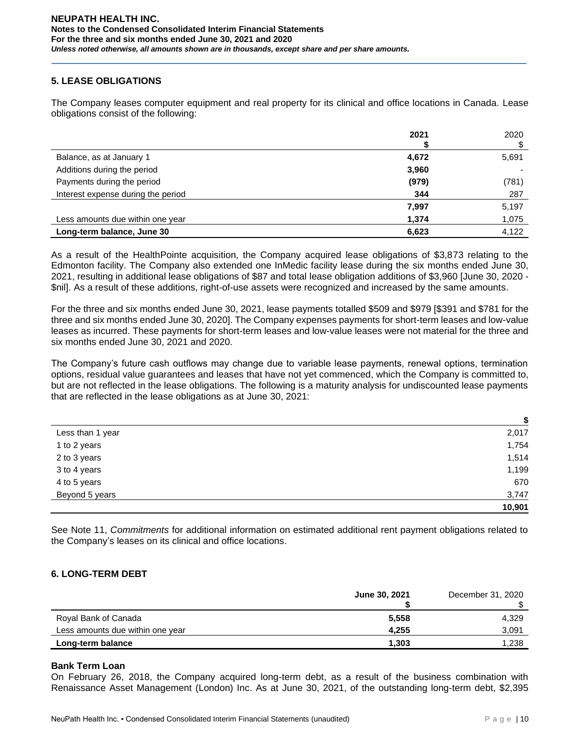## 5. LEASE OBLIGATIONS

The Company leases computer equipment and real property for its clinical and office locations in Canada. Lease obligations consist of the following:

| | **2021** **$** | 2020 $ |
|---|---|---|
| Balance, as at January 1 | **4,672** | 5,691 |
| Additions during the period | **3,960** | - |
| Payments during the period | **(979)** | (781) |
| Interest expense during the period | **344** | 287 |
| | **7,997** | 5,197 |
| Less amounts due within one year | **1,374** | 1,075 |
| **Long-term balance, June 30** | **6,623** | 4,122 |

As a result of the HealthPointe acquisition, the Company acquired lease obligations of $3,873 relating to the Edmonton facility. The Company also extended one InMedic facility lease during the six months ended June 30, 2021, resulting in additional lease obligations of $87 and total lease obligation additions of $3,960 [June 30, 2020 - $nil]. As a result of these additions, right-of-use assets were recognized and increased by the same amounts.

For the three and six months ended June 30, 2021, lease payments totalled $509 and $979 [$391 and $781 for the three and six months ended June 30, 2020]. The Company expenses payments for short-term leases and low-value leases as incurred. These payments for short-term leases and low-value leases were not material for the three and six months ended June 30, 2021 and 2020.

The Company's future cash outflows may change due to variable lease payments, renewal options, termination options, residual value guarantees and leases that have not yet commenced, which the Company is committed to, but are not reflected in the lease obligations. The following is a maturity analysis for undiscounted lease payments that are reflected in the lease obligations as at June 30, 2021:

| | **$** |
|---|---|
| Less than 1 year | 2,017 |
| 1 to 2 years | 1,754 |
| 2 to 3 years | 1,514 |
| 3 to 4 years | 1,199 |
| 4 to 5 years | 670 |
| Beyond 5 years | 3,747 |
| | **10,901** |

See Note 11, *Commitments* for additional information on estimated additional rent payment obligations related to the Company's leases on its clinical and office locations.

## 6. LONG-TERM DEBT

| | **June 30, 2021** **$** | December 31, 2020 $ |
|---|---|---|
| Royal Bank of Canada | **5,558** | 4,329 |
| Less amounts due within one year | **4,255** | 3,091 |
| **Long-term balance** | **1,303** | 1,238 |

**Bank Term Loan**

On February 26, 2018, the Company acquired long-term debt, as a result of the business combination with Renaissance Asset Management (London) Inc. As at June 30, 2021, of the outstanding long-term debt, $2,395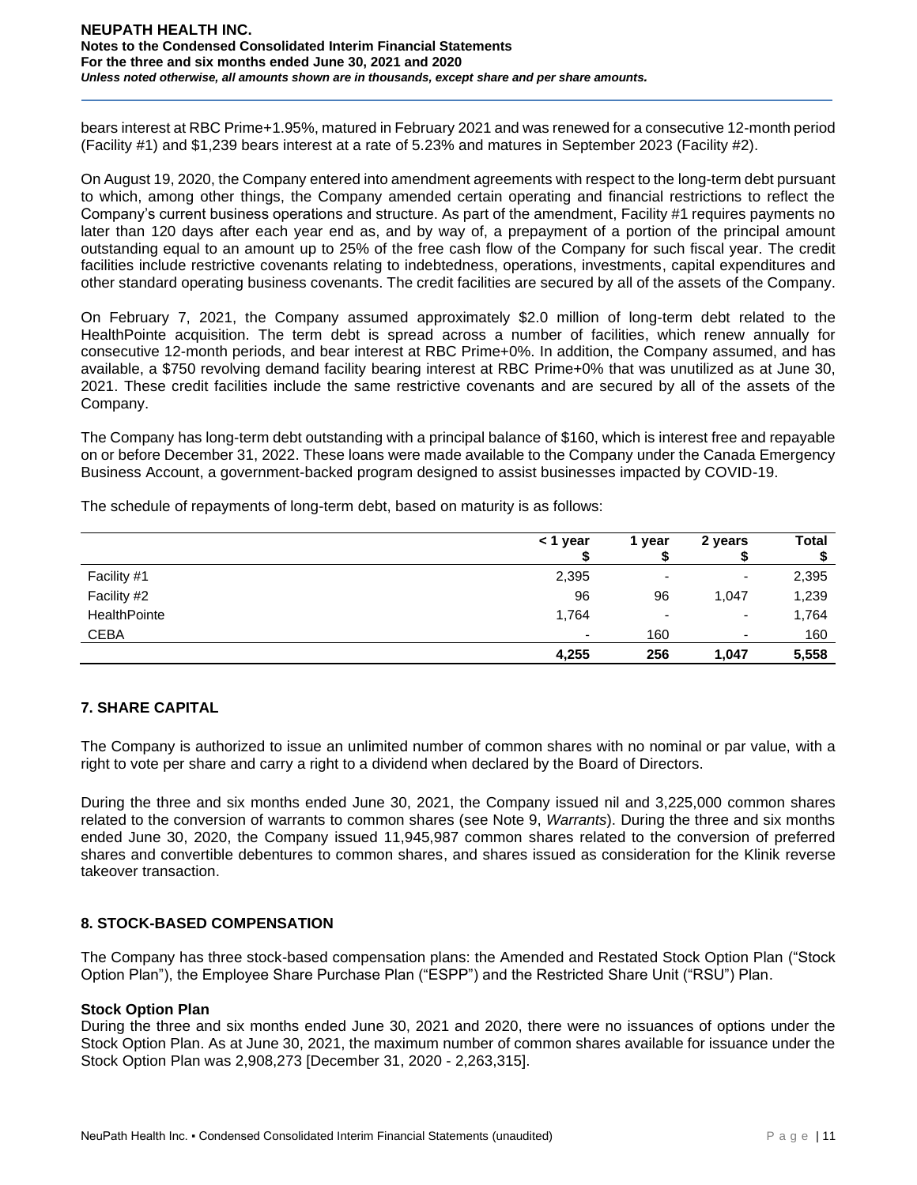bears interest at RBC Prime+1.95%, matured in February 2021 and was renewed for a consecutive 12-month period (Facility #1) and $1,239 bears interest at a rate of 5.23% and matures in September 2023 (Facility #2).

On August 19, 2020, the Company entered into amendment agreements with respect to the long-term debt pursuant to which, among other things, the Company amended certain operating and financial restrictions to reflect the Company's current business operations and structure. As part of the amendment, Facility #1 requires payments no later than 120 days after each year end as, and by way of, a prepayment of a portion of the principal amount outstanding equal to an amount up to 25% of the free cash flow of the Company for such fiscal year. The credit facilities include restrictive covenants relating to indebtedness, operations, investments, capital expenditures and other standard operating business covenants. The credit facilities are secured by all of the assets of the Company.

On February 7, 2021, the Company assumed approximately $2.0 million of long-term debt related to the HealthPointe acquisition. The term debt is spread across a number of facilities, which renew annually for consecutive 12-month periods, and bear interest at RBC Prime+0%. In addition, the Company assumed, and has available, a $750 revolving demand facility bearing interest at RBC Prime+0% that was unutilized as at June 30, 2021. These credit facilities include the same restrictive covenants and are secured by all of the assets of the Company.

The Company has long-term debt outstanding with a principal balance of $160, which is interest free and repayable on or before December 31, 2022. These loans were made available to the Company under the Canada Emergency Business Account, a government-backed program designed to assist businesses impacted by COVID-19.

The schedule of repayments of long-term debt, based on maturity is as follows:

| | < 1 year $ | 1 year $ | 2 years $ | Total $ |
|---|---|---|---|---|
| Facility #1 | 2,395 | - | - | 2,395 |
| Facility #2 | 96 | 96 | 1,047 | 1,239 |
| HealthPointe | 1,764 | - | - | 1,764 |
| CEBA | - | 160 | - | 160 |
| | **4,255** | **256** | **1,047** | **5,558** |

## 7. SHARE CAPITAL

The Company is authorized to issue an unlimited number of common shares with no nominal or par value, with a right to vote per share and carry a right to a dividend when declared by the Board of Directors.

During the three and six months ended June 30, 2021, the Company issued nil and 3,225,000 common shares related to the conversion of warrants to common shares (see Note 9, *Warrants*). During the three and six months ended June 30, 2020, the Company issued 11,945,987 common shares related to the conversion of preferred shares and convertible debentures to common shares, and shares issued as consideration for the Klinik reverse takeover transaction.

## 8. STOCK-BASED COMPENSATION

The Company has three stock-based compensation plans: the Amended and Restated Stock Option Plan ("Stock Option Plan"), the Employee Share Purchase Plan ("ESPP") and the Restricted Share Unit ("RSU") Plan.

**Stock Option Plan**

During the three and six months ended June 30, 2021 and 2020, there were no issuances of options under the Stock Option Plan. As at June 30, 2021, the maximum number of common shares available for issuance under the Stock Option Plan was 2,908,273 [December 31, 2020 - 2,263,315].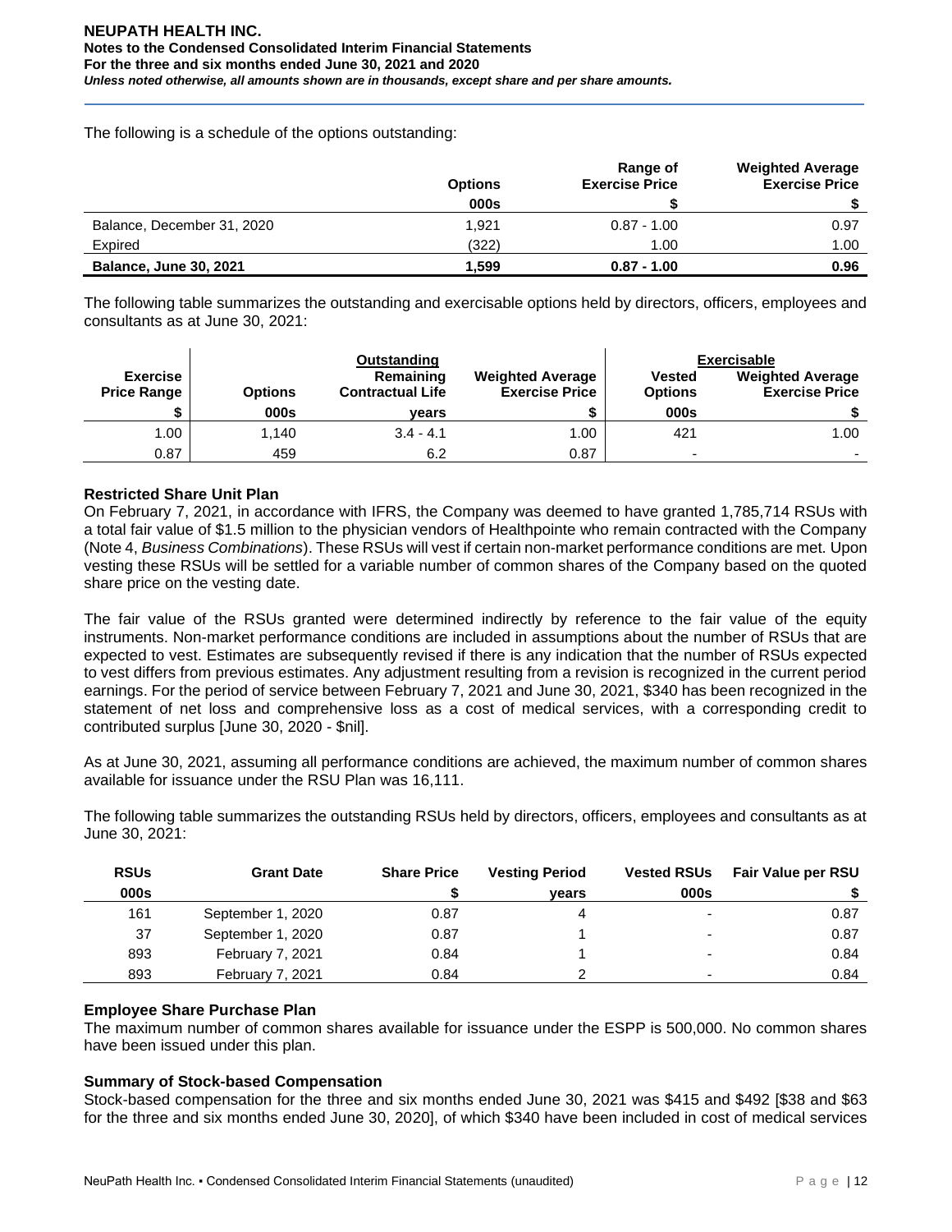The following is a schedule of the options outstanding:

| | Options | Range of Exercise Price | Weighted Average Exercise Price |
|---|---|---|---|
| | 000s | $ | $ |
| Balance, December 31, 2020 | 1,921 | 0.87 - 1.00 | 0.97 |
| Expired | (322) | 1.00 | 1.00 |
| **Balance, June 30, 2021** | **1,599** | **0.87 - 1.00** | **0.96** |

The following table summarizes the outstanding and exercisable options held by directors, officers, employees and consultants as at June 30, 2021:

| | Outstanding | | | Exercisable | |
|---|---|---|---|---|---|
| Exercise Price Range | Options | Remaining Contractual Life | Weighted Average Exercise Price | Vested Options | Weighted Average Exercise Price |
| $ | 000s | years | $ | 000s | $ |
| 1.00 | 1,140 | 3.4 - 4.1 | 1.00 | 421 | 1.00 |
| 0.87 | 459 | 6.2 | 0.87 | - | - |

**Restricted Share Unit Plan**

On February 7, 2021, in accordance with IFRS, the Company was deemed to have granted 1,785,714 RSUs with a total fair value of $1.5 million to the physician vendors of Healthpointe who remain contracted with the Company (Note 4, *Business Combinations*). These RSUs will vest if certain non-market performance conditions are met. Upon vesting these RSUs will be settled for a variable number of common shares of the Company based on the quoted share price on the vesting date.

The fair value of the RSUs granted were determined indirectly by reference to the fair value of the equity instruments. Non-market performance conditions are included in assumptions about the number of RSUs that are expected to vest. Estimates are subsequently revised if there is any indication that the number of RSUs expected to vest differs from previous estimates. Any adjustment resulting from a revision is recognized in the current period earnings. For the period of service between February 7, 2021 and June 30, 2021, $340 has been recognized in the statement of net loss and comprehensive loss as a cost of medical services, with a corresponding credit to contributed surplus [June 30, 2020 - $nil].

As at June 30, 2021, assuming all performance conditions are achieved, the maximum number of common shares available for issuance under the RSU Plan was 16,111.

The following table summarizes the outstanding RSUs held by directors, officers, employees and consultants as at June 30, 2021:

| RSUs | Grant Date | Share Price | Vesting Period | Vested RSUs | Fair Value per RSU |
|---|---|---|---|---|---|
| 000s | | $ | years | 000s | $ |
| 161 | September 1, 2020 | 0.87 | 4 | - | 0.87 |
| 37 | September 1, 2020 | 0.87 | 1 | - | 0.87 |
| 893 | February 7, 2021 | 0.84 | 1 | - | 0.84 |
| 893 | February 7, 2021 | 0.84 | 2 | - | 0.84 |

**Employee Share Purchase Plan**

The maximum number of common shares available for issuance under the ESPP is 500,000. No common shares have been issued under this plan.

**Summary of Stock-based Compensation**

Stock-based compensation for the three and six months ended June 30, 2021 was $415 and $492 [$38 and $63 for the three and six months ended June 30, 2020], of which $340 have been included in cost of medical services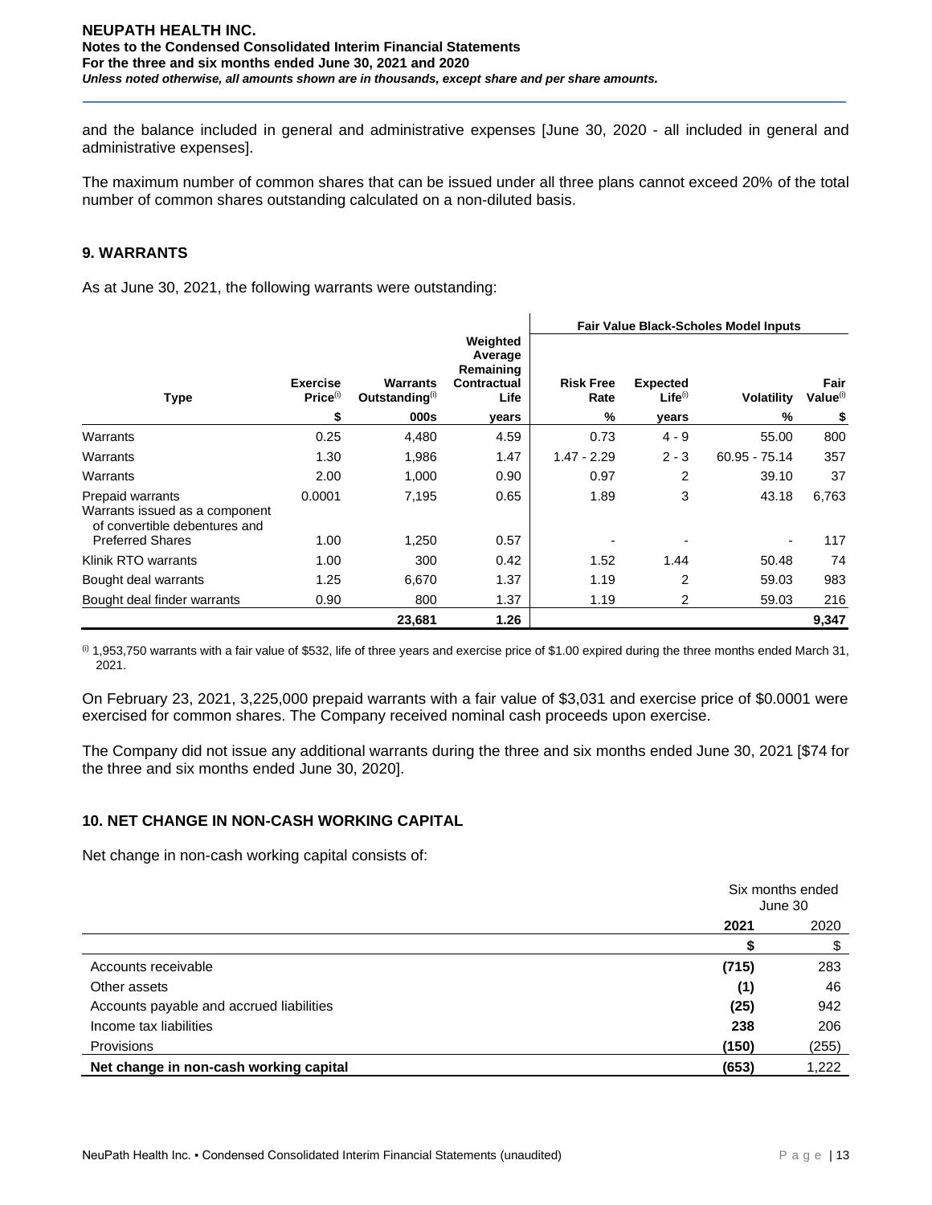and the balance included in general and administrative expenses [June 30, 2020 - all included in general and administrative expenses].

The maximum number of common shares that can be issued under all three plans cannot exceed 20% of the total number of common shares outstanding calculated on a non-diluted basis.

## 9. WARRANTS

As at June 30, 2021, the following warrants were outstanding:

| | | | | Fair Value Black-Scholes Model Inputs | | | |
|---|---|---|---|---|---|---|---|
| **Type** | **Exercise Price**[(i)] | **Warrants Outstanding**[(i)] | **Weighted Average Remaining Contractual Life** | **Risk Free Rate** | **Expected Life**[(i)] | **Volatility** | **Fair Value**[(i)] |
| | $ | 000s | years | % | years | % | $ |
| Warrants | 0.25 | 4,480 | 4.59 | 0.73 | 4 - 9 | 55.00 | 800 |
| Warrants | 1.30 | 1,986 | 1.47 | 1.47 - 2.29 | 2 - 3 | 60.95 - 75.14 | 357 |
| Warrants | 2.00 | 1,000 | 0.90 | 0.97 | 2 | 39.10 | 37 |
| Prepaid warrants | 0.0001 | 7,195 | 0.65 | 1.89 | 3 | 43.18 | 6,763 |
| Warrants issued as a component of convertible debentures and Preferred Shares | 1.00 | 1,250 | 0.57 | - | - | - | 117 |
| Klinik RTO warrants | 1.00 | 300 | 0.42 | 1.52 | 1.44 | 50.48 | 74 |
| Bought deal warrants | 1.25 | 6,670 | 1.37 | 1.19 | 2 | 59.03 | 983 |
| Bought deal finder warrants | 0.90 | 800 | 1.37 | 1.19 | 2 | 59.03 | 216 |
| | | **23,681** | **1.26** | | | | **9,347** |

[(i)] 1,953,750 warrants with a fair value of $532, life of three years and exercise price of $1.00 expired during the three months ended March 31, 2021.

On February 23, 2021, 3,225,000 prepaid warrants with a fair value of $3,031 and exercise price of $0.0001 were exercised for common shares. The Company received nominal cash proceeds upon exercise.

The Company did not issue any additional warrants during the three and six months ended June 30, 2021 [$74 for the three and six months ended June 30, 2020].

## 10. NET CHANGE IN NON-CASH WORKING CAPITAL

Net change in non-cash working capital consists of:

| | Six months ended June 30 | |
|---|---|---|
| | **2021** | 2020 |
| | **$** | $ |
| Accounts receivable | **(715)** | 283 |
| Other assets | **(1)** | 46 |
| Accounts payable and accrued liabilities | **(25)** | 942 |
| Income tax liabilities | **238** | 206 |
| Provisions | **(150)** | (255) |
| **Net change in non-cash working capital** | **(653)** | 1,222 |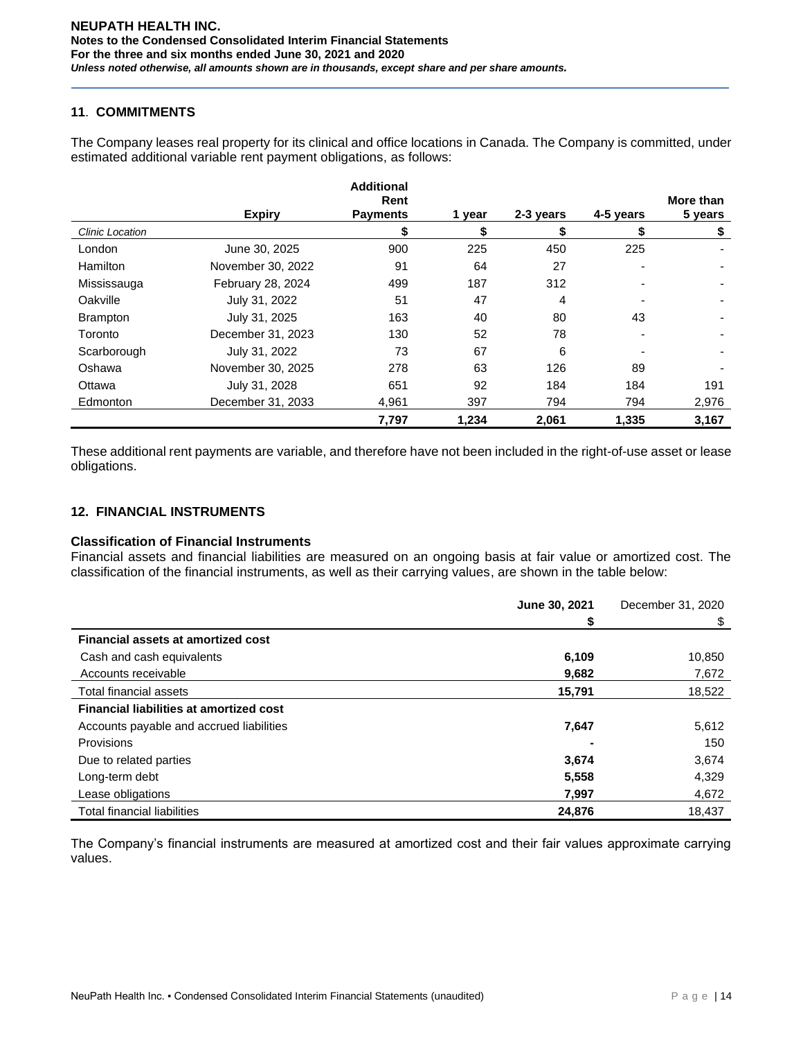## 11. COMMITMENTS

The Company leases real property for its clinical and office locations in Canada. The Company is committed, under estimated additional variable rent payment obligations, as follows:

| | Expiry | Additional Rent Payments | 1 year | 2-3 years | 4-5 years | More than 5 years |
|---|---|---|---|---|---|---|
| *Clinic Location* | | $ | $ | $ | $ | $ |
| London | June 30, 2025 | 900 | 225 | 450 | 225 | - |
| Hamilton | November 30, 2022 | 91 | 64 | 27 | - | - |
| Mississauga | February 28, 2024 | 499 | 187 | 312 | - | - |
| Oakville | July 31, 2022 | 51 | 47 | 4 | - | - |
| Brampton | July 31, 2025 | 163 | 40 | 80 | 43 | - |
| Toronto | December 31, 2023 | 130 | 52 | 78 | - | - |
| Scarborough | July 31, 2022 | 73 | 67 | 6 | - | - |
| Oshawa | November 30, 2025 | 278 | 63 | 126 | 89 | - |
| Ottawa | July 31, 2028 | 651 | 92 | 184 | 184 | 191 |
| Edmonton | December 31, 2033 | 4,961 | 397 | 794 | 794 | 2,976 |
| | | **7,797** | **1,234** | **2,061** | **1,335** | **3,167** |

These additional rent payments are variable, and therefore have not been included in the right-of-use asset or lease obligations.

## 12. FINANCIAL INSTRUMENTS

### Classification of Financial Instruments

Financial assets and financial liabilities are measured on an ongoing basis at fair value or amortized cost. The classification of the financial instruments, as well as their carrying values, are shown in the table below:

| | June 30, 2021 | December 31, 2020 |
|---|---|---|
| | $ | $ |
| **Financial assets at amortized cost** | | |
| Cash and cash equivalents | **6,109** | 10,850 |
| Accounts receivable | **9,682** | 7,672 |
| Total financial assets | **15,791** | 18,522 |
| **Financial liabilities at amortized cost** | | |
| Accounts payable and accrued liabilities | **7,647** | 5,612 |
| Provisions | **-** | 150 |
| Due to related parties | **3,674** | 3,674 |
| Long-term debt | **5,558** | 4,329 |
| Lease obligations | **7,997** | 4,672 |
| Total financial liabilities | **24,876** | 18,437 |

The Company's financial instruments are measured at amortized cost and their fair values approximate carrying values.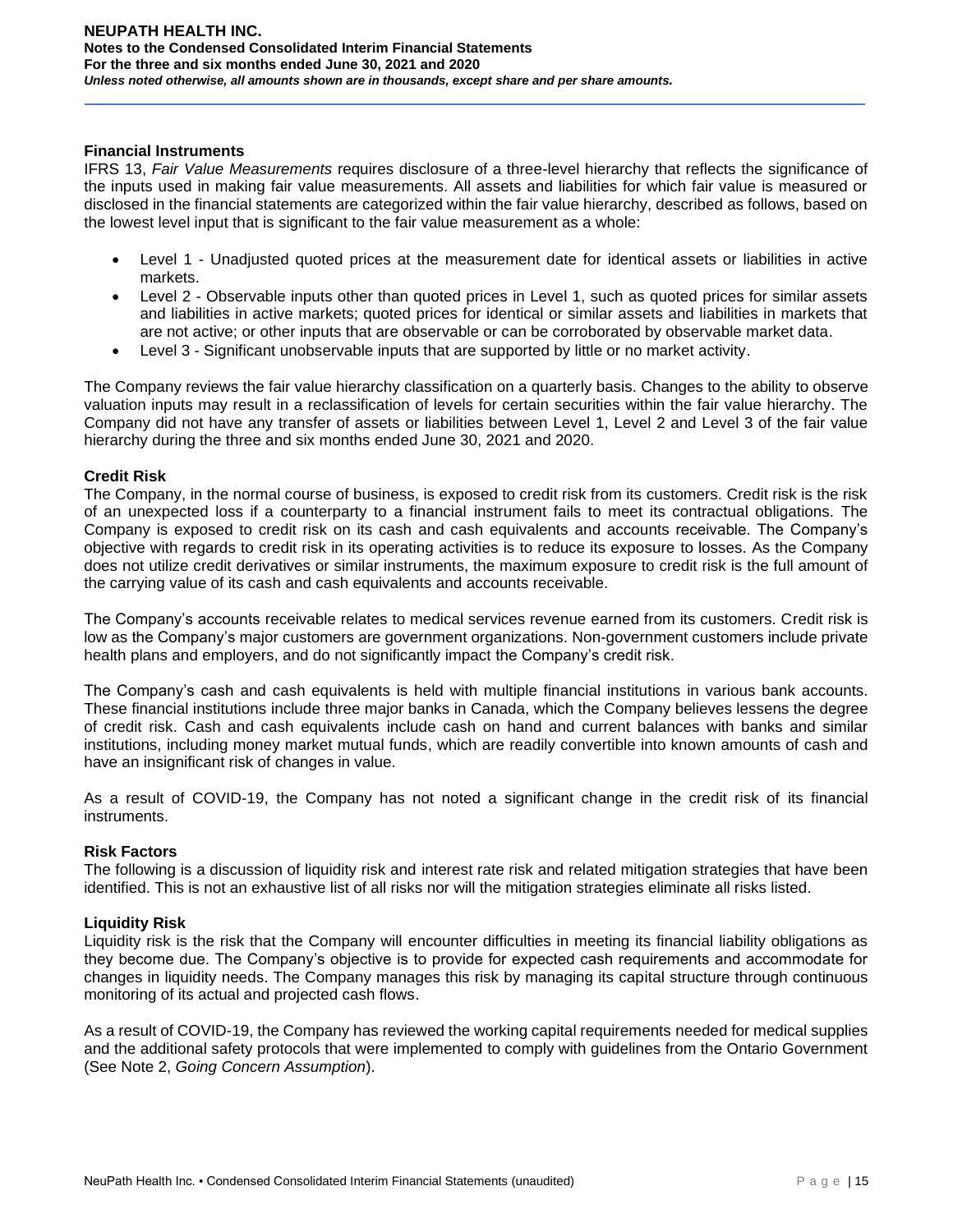### Financial Instruments

IFRS 13, *Fair Value Measurements* requires disclosure of a three-level hierarchy that reflects the significance of the inputs used in making fair value measurements. All assets and liabilities for which fair value is measured or disclosed in the financial statements are categorized within the fair value hierarchy, described as follows, based on the lowest level input that is significant to the fair value measurement as a whole:

- Level 1 - Unadjusted quoted prices at the measurement date for identical assets or liabilities in active markets.
- Level 2 - Observable inputs other than quoted prices in Level 1, such as quoted prices for similar assets and liabilities in active markets; quoted prices for identical or similar assets and liabilities in markets that are not active; or other inputs that are observable or can be corroborated by observable market data.
- Level 3 - Significant unobservable inputs that are supported by little or no market activity.

The Company reviews the fair value hierarchy classification on a quarterly basis. Changes to the ability to observe valuation inputs may result in a reclassification of levels for certain securities within the fair value hierarchy. The Company did not have any transfer of assets or liabilities between Level 1, Level 2 and Level 3 of the fair value hierarchy during the three and six months ended June 30, 2021 and 2020.

### Credit Risk

The Company, in the normal course of business, is exposed to credit risk from its customers. Credit risk is the risk of an unexpected loss if a counterparty to a financial instrument fails to meet its contractual obligations. The Company is exposed to credit risk on its cash and cash equivalents and accounts receivable. The Company's objective with regards to credit risk in its operating activities is to reduce its exposure to losses. As the Company does not utilize credit derivatives or similar instruments, the maximum exposure to credit risk is the full amount of the carrying value of its cash and cash equivalents and accounts receivable.

The Company's accounts receivable relates to medical services revenue earned from its customers. Credit risk is low as the Company's major customers are government organizations. Non-government customers include private health plans and employers, and do not significantly impact the Company's credit risk.

The Company's cash and cash equivalents is held with multiple financial institutions in various bank accounts. These financial institutions include three major banks in Canada, which the Company believes lessens the degree of credit risk. Cash and cash equivalents include cash on hand and current balances with banks and similar institutions, including money market mutual funds, which are readily convertible into known amounts of cash and have an insignificant risk of changes in value.

As a result of COVID-19, the Company has not noted a significant change in the credit risk of its financial instruments.

### Risk Factors

The following is a discussion of liquidity risk and interest rate risk and related mitigation strategies that have been identified. This is not an exhaustive list of all risks nor will the mitigation strategies eliminate all risks listed.

### Liquidity Risk

Liquidity risk is the risk that the Company will encounter difficulties in meeting its financial liability obligations as they become due. The Company's objective is to provide for expected cash requirements and accommodate for changes in liquidity needs. The Company manages this risk by managing its capital structure through continuous monitoring of its actual and projected cash flows.

As a result of COVID-19, the Company has reviewed the working capital requirements needed for medical supplies and the additional safety protocols that were implemented to comply with guidelines from the Ontario Government (See Note 2, *Going Concern Assumption*).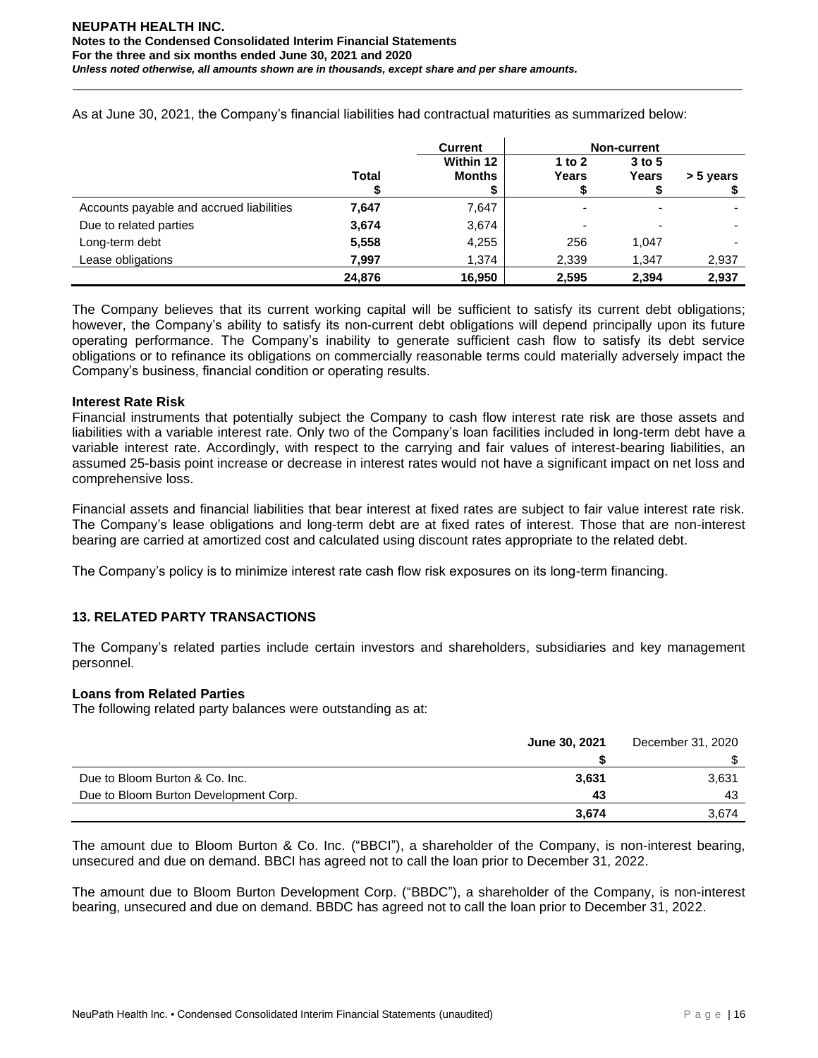As at June 30, 2021, the Company's financial liabilities had contractual maturities as summarized below:

| | | Current | Non-current | | |
|---|---|---|---|---|---|
| | Total | Within 12 Months | 1 to 2 Years | 3 to 5 Years | > 5 years |
| | $ | $ | $ | $ | $ |
| Accounts payable and accrued liabilities | **7,647** | 7,647 | - | - | - |
| Due to related parties | **3,674** | 3,674 | - | - | - |
| Long-term debt | **5,558** | 4,255 | 256 | 1,047 | - |
| Lease obligations | **7,997** | 1,374 | 2,339 | 1,347 | 2,937 |
| | **24,876** | **16,950** | **2,595** | **2,394** | **2,937** |

The Company believes that its current working capital will be sufficient to satisfy its current debt obligations; however, the Company's ability to satisfy its non-current debt obligations will depend principally upon its future operating performance. The Company's inability to generate sufficient cash flow to satisfy its debt service obligations or to refinance its obligations on commercially reasonable terms could materially adversely impact the Company's business, financial condition or operating results.

**Interest Rate Risk**

Financial instruments that potentially subject the Company to cash flow interest rate risk are those assets and liabilities with a variable interest rate. Only two of the Company's loan facilities included in long-term debt have a variable interest rate. Accordingly, with respect to the carrying and fair values of interest-bearing liabilities, an assumed 25-basis point increase or decrease in interest rates would not have a significant impact on net loss and comprehensive loss.

Financial assets and financial liabilities that bear interest at fixed rates are subject to fair value interest rate risk. The Company's lease obligations and long-term debt are at fixed rates of interest. Those that are non-interest bearing are carried at amortized cost and calculated using discount rates appropriate to the related debt.

The Company's policy is to minimize interest rate cash flow risk exposures on its long-term financing.

## 13. RELATED PARTY TRANSACTIONS

The Company's related parties include certain investors and shareholders, subsidiaries and key management personnel.

**Loans from Related Parties**

The following related party balances were outstanding as at:

| | **June 30, 2021** | December 31, 2020 |
|---|---|---|
| | **$** | $ |
| Due to Bloom Burton & Co. Inc. | **3,631** | 3,631 |
| Due to Bloom Burton Development Corp. | **43** | 43 |
| | **3,674** | 3,674 |

The amount due to Bloom Burton & Co. Inc. ("BBCI"), a shareholder of the Company, is non-interest bearing, unsecured and due on demand. BBCI has agreed not to call the loan prior to December 31, 2022.

The amount due to Bloom Burton Development Corp. ("BBDC"), a shareholder of the Company, is non-interest bearing, unsecured and due on demand. BBDC has agreed not to call the loan prior to December 31, 2022.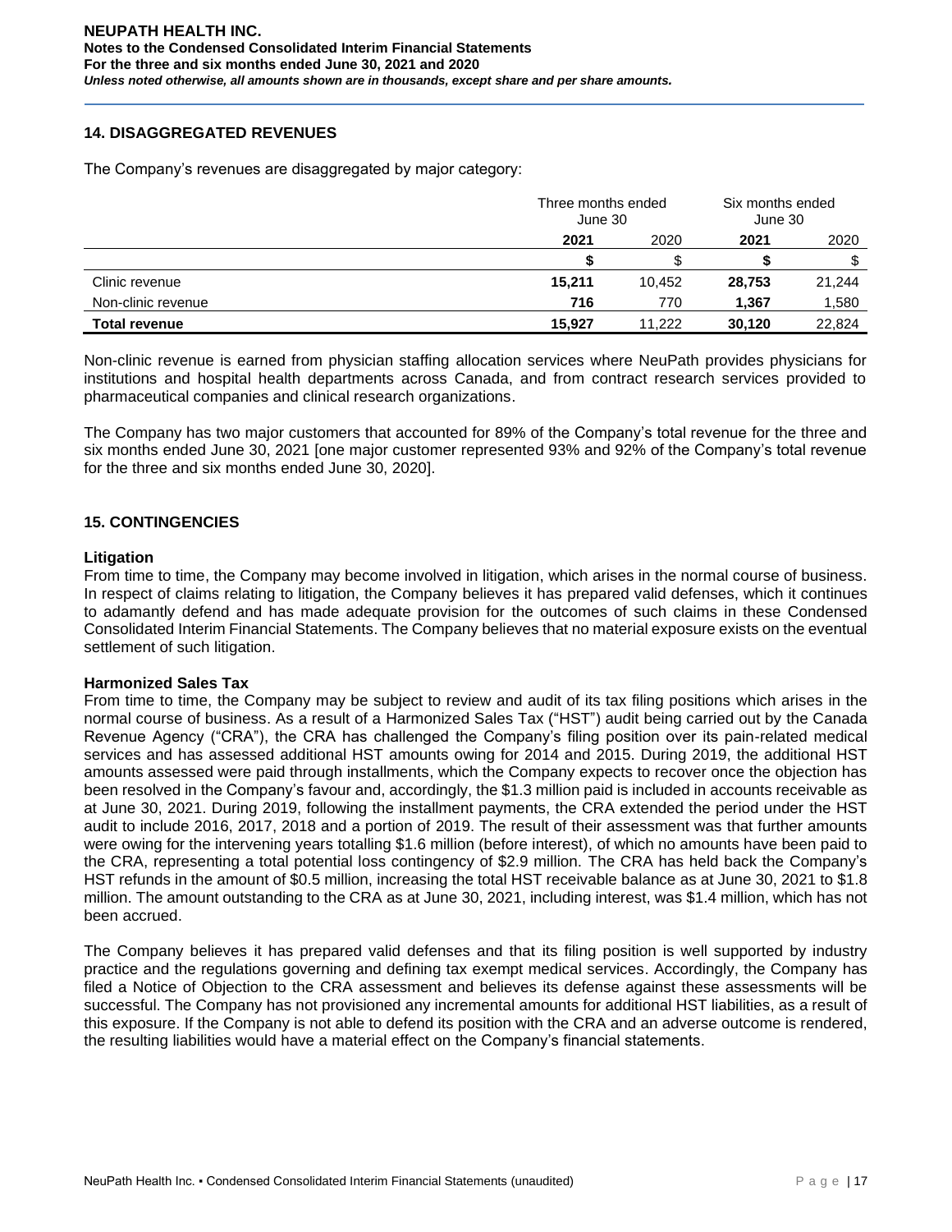## 14. DISAGGREGATED REVENUES

The Company's revenues are disaggregated by major category:

| | Three months ended June 30 | | Six months ended June 30 | |
|---|---|---|---|---|
| | **2021** | 2020 | **2021** | 2020 |
| | **$** | $ | **$** | $ |
| Clinic revenue | **15,211** | 10,452 | **28,753** | 21,244 |
| Non-clinic revenue | **716** | 770 | **1,367** | 1,580 |
| **Total revenue** | **15,927** | 11,222 | **30,120** | 22,824 |

Non-clinic revenue is earned from physician staffing allocation services where NeuPath provides physicians for institutions and hospital health departments across Canada, and from contract research services provided to pharmaceutical companies and clinical research organizations.

The Company has two major customers that accounted for 89% of the Company's total revenue for the three and six months ended June 30, 2021 [one major customer represented 93% and 92% of the Company's total revenue for the three and six months ended June 30, 2020].

## 15. CONTINGENCIES

### Litigation

From time to time, the Company may become involved in litigation, which arises in the normal course of business. In respect of claims relating to litigation, the Company believes it has prepared valid defenses, which it continues to adamantly defend and has made adequate provision for the outcomes of such claims in these Condensed Consolidated Interim Financial Statements. The Company believes that no material exposure exists on the eventual settlement of such litigation.

### Harmonized Sales Tax

From time to time, the Company may be subject to review and audit of its tax filing positions which arises in the normal course of business. As a result of a Harmonized Sales Tax ("HST") audit being carried out by the Canada Revenue Agency ("CRA"), the CRA has challenged the Company's filing position over its pain-related medical services and has assessed additional HST amounts owing for 2014 and 2015. During 2019, the additional HST amounts assessed were paid through installments, which the Company expects to recover once the objection has been resolved in the Company's favour and, accordingly, the $1.3 million paid is included in accounts receivable as at June 30, 2021. During 2019, following the installment payments, the CRA extended the period under the HST audit to include 2016, 2017, 2018 and a portion of 2019. The result of their assessment was that further amounts were owing for the intervening years totalling $1.6 million (before interest), of which no amounts have been paid to the CRA, representing a total potential loss contingency of $2.9 million. The CRA has held back the Company's HST refunds in the amount of $0.5 million, increasing the total HST receivable balance as at June 30, 2021 to $1.8 million. The amount outstanding to the CRA as at June 30, 2021, including interest, was $1.4 million, which has not been accrued.

The Company believes it has prepared valid defenses and that its filing position is well supported by industry practice and the regulations governing and defining tax exempt medical services. Accordingly, the Company has filed a Notice of Objection to the CRA assessment and believes its defense against these assessments will be successful. The Company has not provisioned any incremental amounts for additional HST liabilities, as a result of this exposure. If the Company is not able to defend its position with the CRA and an adverse outcome is rendered, the resulting liabilities would have a material effect on the Company's financial statements.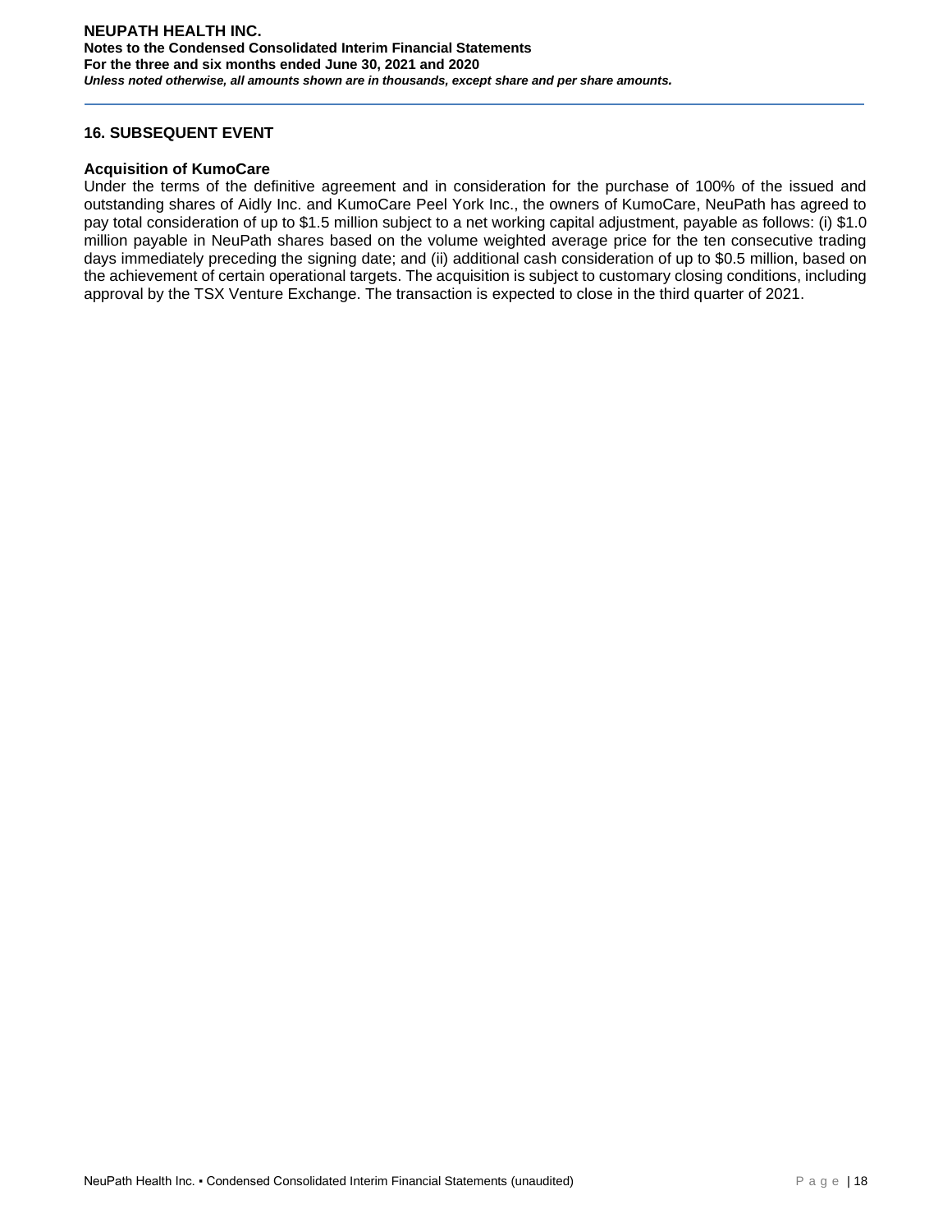## 16. SUBSEQUENT EVENT

### Acquisition of KumoCare

Under the terms of the definitive agreement and in consideration for the purchase of 100% of the issued and outstanding shares of Aidly Inc. and KumoCare Peel York Inc., the owners of KumoCare, NeuPath has agreed to pay total consideration of up to $1.5 million subject to a net working capital adjustment, payable as follows: (i) $1.0 million payable in NeuPath shares based on the volume weighted average price for the ten consecutive trading days immediately preceding the signing date; and (ii) additional cash consideration of up to $0.5 million, based on the achievement of certain operational targets. The acquisition is subject to customary closing conditions, including approval by the TSX Venture Exchange. The transaction is expected to close in the third quarter of 2021.